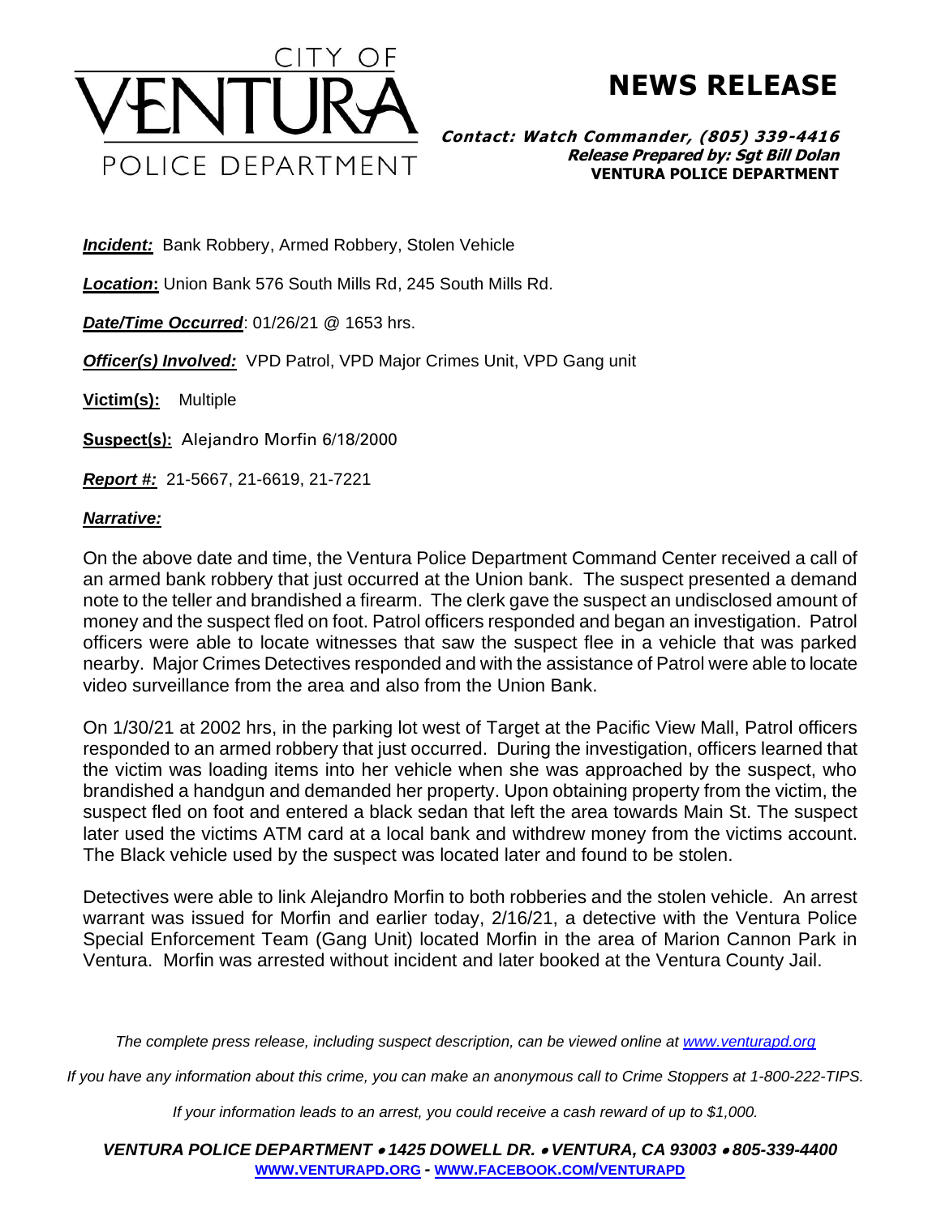CITY OF
VENTURA
POLICE DEPARTMENT

# NEWS RELEASE

***Contact: Watch Commander, (805) 339-4416***
***Release Prepared by: Sgt Bill Dolan***
**VENTURA POLICE DEPARTMENT**

***Incident:*** Bank Robbery, Armed Robbery, Stolen Vehicle

***Location*:** Union Bank 576 South Mills Rd, 245 South Mills Rd.

***Date/Time Occurred***: 01/26/21 @ 1653 hrs.

***Officer(s) Involved:*** VPD Patrol, VPD Major Crimes Unit, VPD Gang unit

**Victim(s):** Multiple

**Suspect(s):** Alejandro Morfin 6/18/2000

***Report #:*** 21-5667, 21-6619, 21-7221

***Narrative:***

On the above date and time, the Ventura Police Department Command Center received a call of an armed bank robbery that just occurred at the Union bank. The suspect presented a demand note to the teller and brandished a firearm. The clerk gave the suspect an undisclosed amount of money and the suspect fled on foot. Patrol officers responded and began an investigation. Patrol officers were able to locate witnesses that saw the suspect flee in a vehicle that was parked nearby. Major Crimes Detectives responded and with the assistance of Patrol were able to locate video surveillance from the area and also from the Union Bank.

On 1/30/21 at 2002 hrs, in the parking lot west of Target at the Pacific View Mall, Patrol officers responded to an armed robbery that just occurred. During the investigation, officers learned that the victim was loading items into her vehicle when she was approached by the suspect, who brandished a handgun and demanded her property. Upon obtaining property from the victim, the suspect fled on foot and entered a black sedan that left the area towards Main St. The suspect later used the victims ATM card at a local bank and withdrew money from the victims account. The Black vehicle used by the suspect was located later and found to be stolen.

Detectives were able to link Alejandro Morfin to both robberies and the stolen vehicle. An arrest warrant was issued for Morfin and earlier today, 2/16/21, a detective with the Ventura Police Special Enforcement Team (Gang Unit) located Morfin in the area of Marion Cannon Park in Ventura. Morfin was arrested without incident and later booked at the Ventura County Jail.

*The complete press release, including suspect description, can be viewed online at www.venturapd.org*

*If you have any information about this crime, you can make an anonymous call to Crime Stoppers at 1-800-222-TIPS.*

*If your information leads to an arrest, you could receive a cash reward of up to $1,000.*

***VENTURA POLICE DEPARTMENT • 1425 DOWELL DR. • VENTURA, CA 93003 • 805-339-4400***
**WWW.VENTURAPD.ORG - WWW.FACEBOOK.COM/VENTURAPD**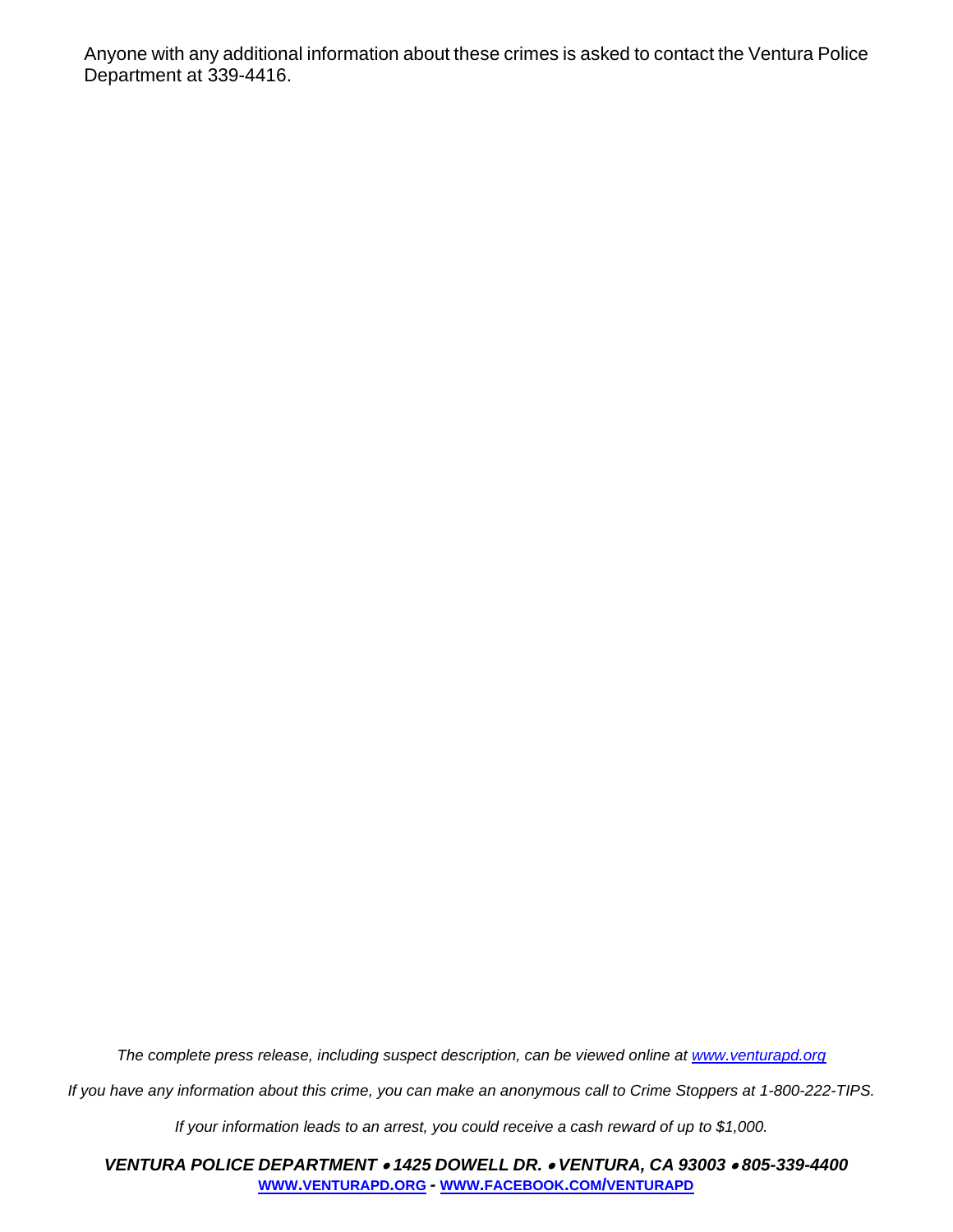Anyone with any additional information about these crimes is asked to contact the Ventura Police Department at 339-4416.

*The complete press release, including suspect description, can be viewed online at [www.venturapd.org](http://www.venturapd.org)*

*If you have any information about this crime, you can make an anonymous call to Crime Stoppers at 1-800-222-TIPS.*

*If your information leads to an arrest, you could receive a cash reward of up to $1,000.*

***VENTURA POLICE DEPARTMENT • 1425 DOWELL DR. • VENTURA, CA 93003 • 805-339-4400***

**[WWW.VENTURAPD.ORG](http://www.venturapd.org) - [WWW.FACEBOOK.COM/VENTURAPD](http://www.facebook.com/venturapd)**